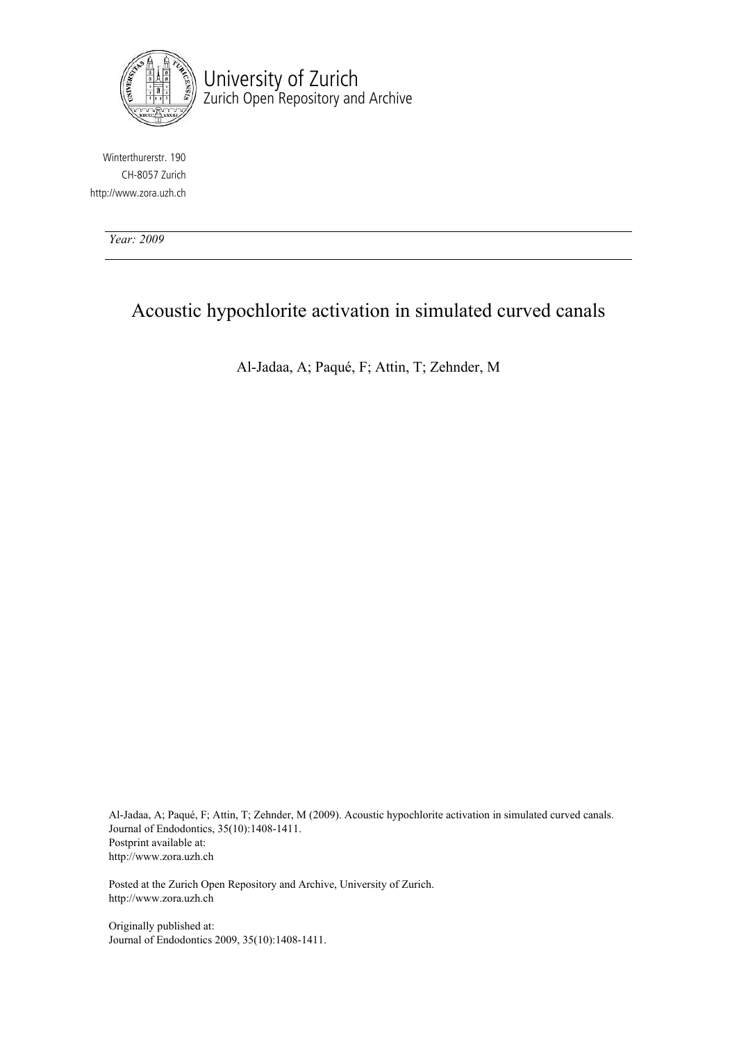University of Zurich
Zurich Open Repository and Archive

Winterthurerstr. 190
CH-8057 Zurich
http://www.zora.uzh.ch

*Year: 2009*

# Acoustic hypochlorite activation in simulated curved canals

Al-Jadaa, A; Paqué, F; Attin, T; Zehnder, M

Al-Jadaa, A; Paqué, F; Attin, T; Zehnder, M (2009). Acoustic hypochlorite activation in simulated curved canals. Journal of Endodontics, 35(10):1408-1411.
Postprint available at:
http://www.zora.uzh.ch

Posted at the Zurich Open Repository and Archive, University of Zurich.
http://www.zora.uzh.ch

Originally published at:
Journal of Endodontics 2009, 35(10):1408-1411.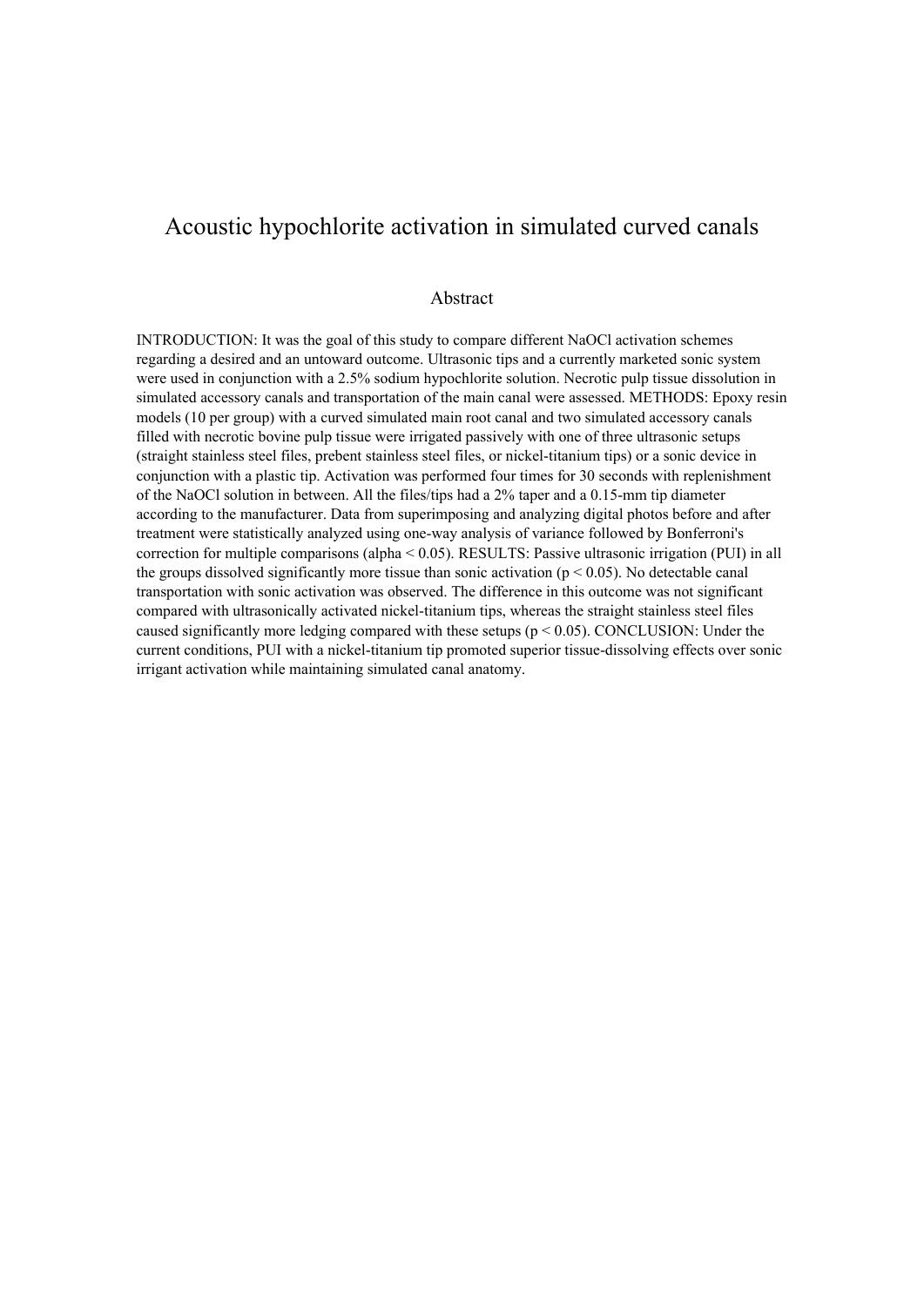# Acoustic hypochlorite activation in simulated curved canals

## Abstract

INTRODUCTION: It was the goal of this study to compare different NaOCl activation schemes regarding a desired and an untoward outcome. Ultrasonic tips and a currently marketed sonic system were used in conjunction with a 2.5% sodium hypochlorite solution. Necrotic pulp tissue dissolution in simulated accessory canals and transportation of the main canal were assessed. METHODS: Epoxy resin models (10 per group) with a curved simulated main root canal and two simulated accessory canals filled with necrotic bovine pulp tissue were irrigated passively with one of three ultrasonic setups (straight stainless steel files, prebent stainless steel files, or nickel-titanium tips) or a sonic device in conjunction with a plastic tip. Activation was performed four times for 30 seconds with replenishment of the NaOCl solution in between. All the files/tips had a 2% taper and a 0.15-mm tip diameter according to the manufacturer. Data from superimposing and analyzing digital photos before and after treatment were statistically analyzed using one-way analysis of variance followed by Bonferroni's correction for multiple comparisons (alpha $< 0.05$). RESULTS: Passive ultrasonic irrigation (PUI) in all the groups dissolved significantly more tissue than sonic activation ($p < 0.05$). No detectable canal transportation with sonic activation was observed. The difference in this outcome was not significant compared with ultrasonically activated nickel-titanium tips, whereas the straight stainless steel files caused significantly more ledging compared with these setups ($p < 0.05$). CONCLUSION: Under the current conditions, PUI with a nickel-titanium tip promoted superior tissue-dissolving effects over sonic irrigant activation while maintaining simulated canal anatomy.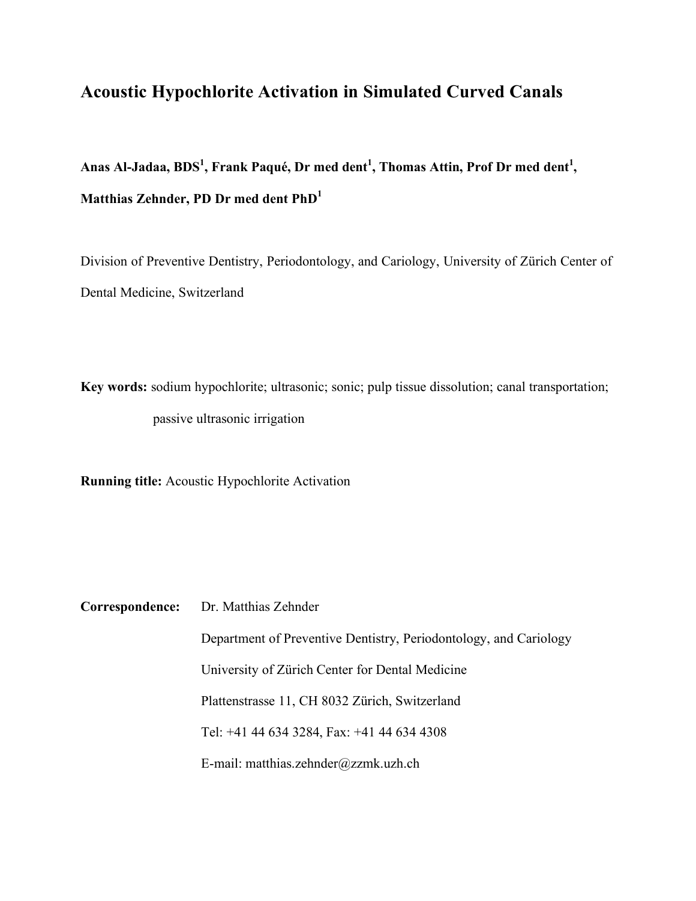# Acoustic Hypochlorite Activation in Simulated Curved Canals

**Anas Al-Jadaa, BDS[1], Frank Paqué, Dr med dent[1], Thomas Attin, Prof Dr med dent[1], Matthias Zehnder, PD Dr med dent PhD[1]**

Division of Preventive Dentistry, Periodontology, and Cariology, University of Zürich Center of Dental Medicine, Switzerland

**Key words:** sodium hypochlorite; ultrasonic; sonic; pulp tissue dissolution; canal transportation; passive ultrasonic irrigation

**Running title:** Acoustic Hypochlorite Activation

**Correspondence:** Dr. Matthias Zehnder
Department of Preventive Dentistry, Periodontology, and Cariology
University of Zürich Center for Dental Medicine
Plattenstrasse 11, CH 8032 Zürich, Switzerland
Tel: +41 44 634 3284, Fax: +41 44 634 4308
E-mail: matthias.zehnder@zzmk.uzh.ch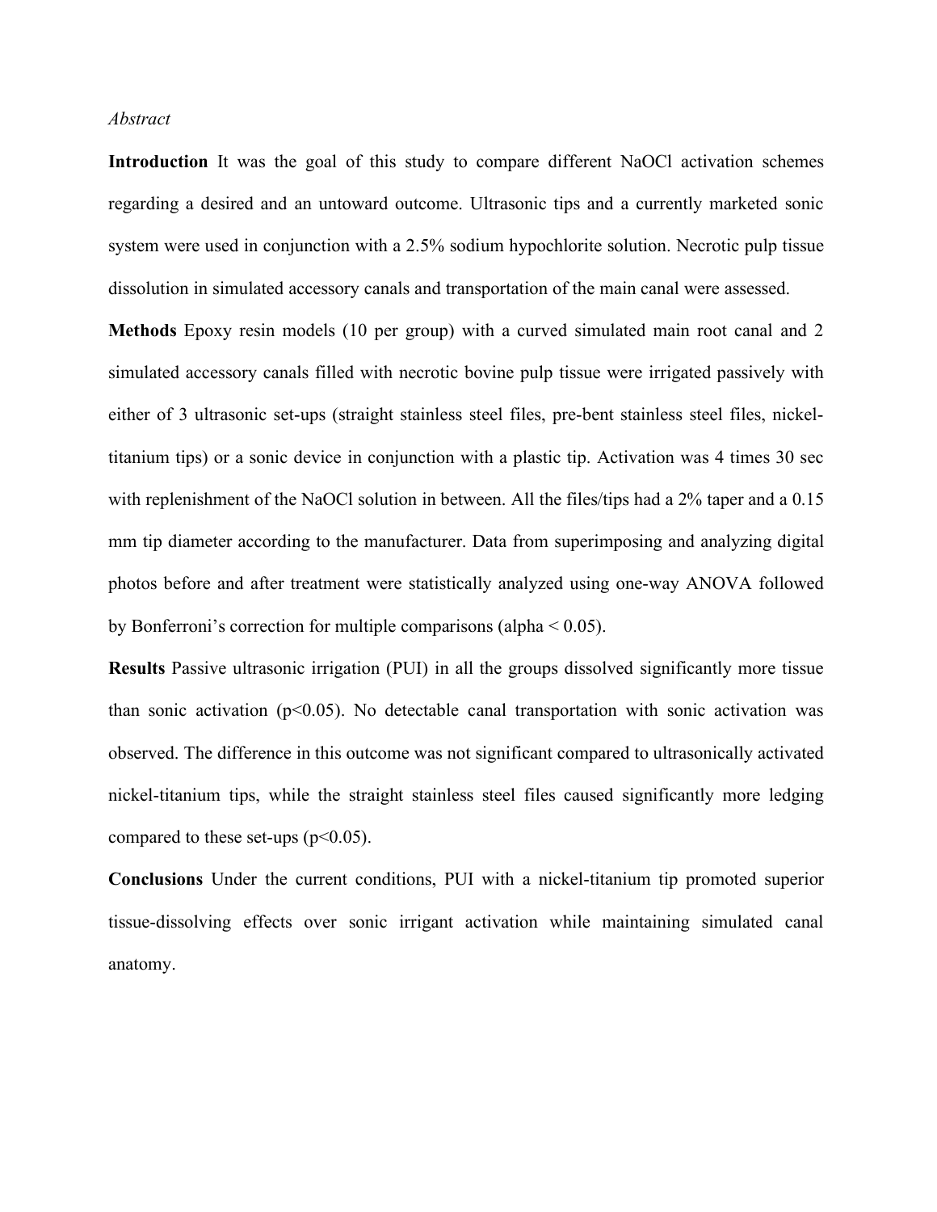*Abstract*

**Introduction** It was the goal of this study to compare different NaOCl activation schemes regarding a desired and an untoward outcome. Ultrasonic tips and a currently marketed sonic system were used in conjunction with a 2.5% sodium hypochlorite solution. Necrotic pulp tissue dissolution in simulated accessory canals and transportation of the main canal were assessed.

**Methods** Epoxy resin models (10 per group) with a curved simulated main root canal and 2 simulated accessory canals filled with necrotic bovine pulp tissue were irrigated passively with either of 3 ultrasonic set-ups (straight stainless steel files, pre-bent stainless steel files, nickel-titanium tips) or a sonic device in conjunction with a plastic tip. Activation was 4 times 30 sec with replenishment of the NaOCl solution in between. All the files/tips had a 2% taper and a 0.15 mm tip diameter according to the manufacturer. Data from superimposing and analyzing digital photos before and after treatment were statistically analyzed using one-way ANOVA followed by Bonferroni's correction for multiple comparisons (alpha $< 0.05$).

**Results** Passive ultrasonic irrigation (PUI) in all the groups dissolved significantly more tissue than sonic activation ($p<0.05$). No detectable canal transportation with sonic activation was observed. The difference in this outcome was not significant compared to ultrasonically activated nickel-titanium tips, while the straight stainless steel files caused significantly more ledging compared to these set-ups ($p<0.05$).

**Conclusions** Under the current conditions, PUI with a nickel-titanium tip promoted superior tissue-dissolving effects over sonic irrigant activation while maintaining simulated canal anatomy.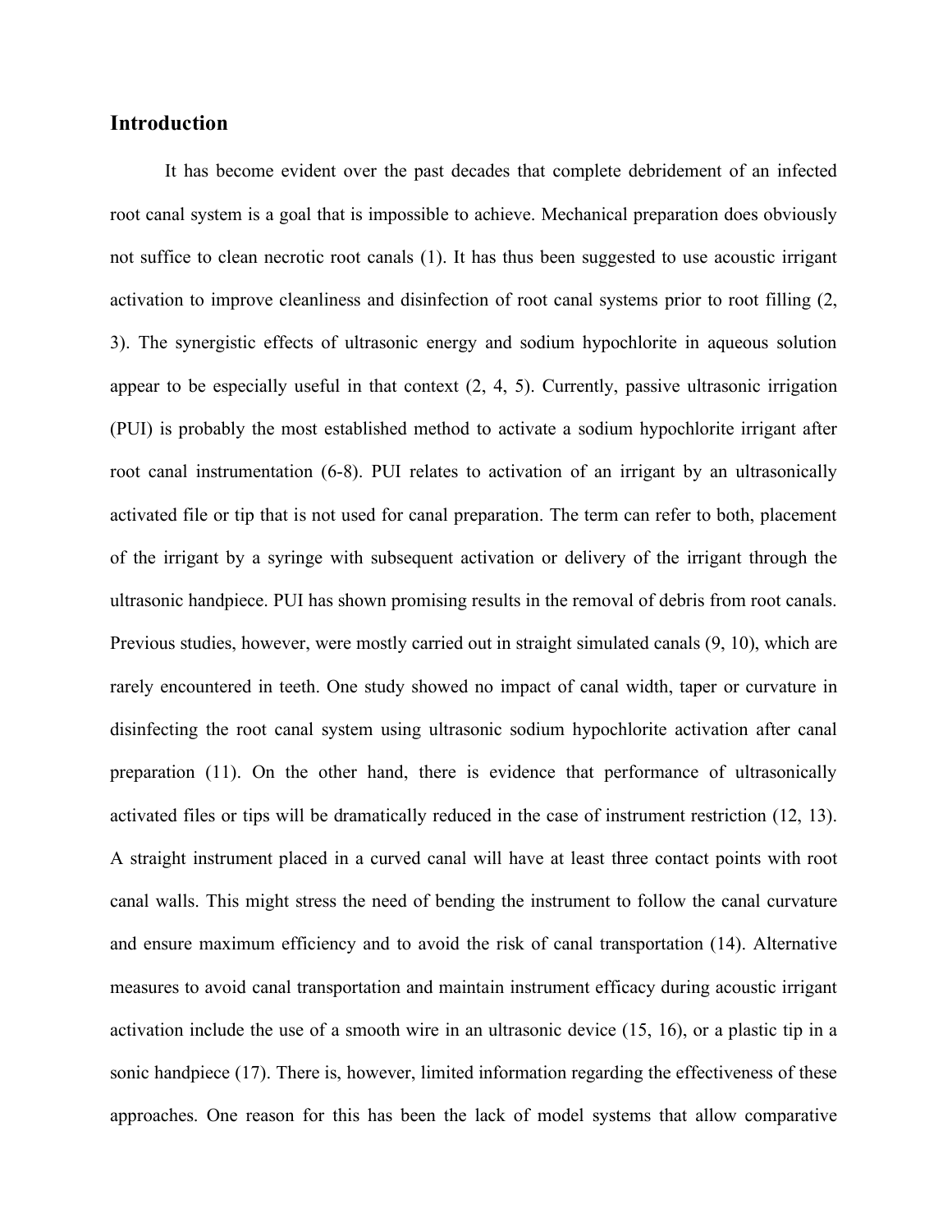## Introduction

It has become evident over the past decades that complete debridement of an infected root canal system is a goal that is impossible to achieve. Mechanical preparation does obviously not suffice to clean necrotic root canals (1). It has thus been suggested to use acoustic irrigant activation to improve cleanliness and disinfection of root canal systems prior to root filling (2, 3). The synergistic effects of ultrasonic energy and sodium hypochlorite in aqueous solution appear to be especially useful in that context (2, 4, 5). Currently, passive ultrasonic irrigation (PUI) is probably the most established method to activate a sodium hypochlorite irrigant after root canal instrumentation (6-8). PUI relates to activation of an irrigant by an ultrasonically activated file or tip that is not used for canal preparation. The term can refer to both, placement of the irrigant by a syringe with subsequent activation or delivery of the irrigant through the ultrasonic handpiece. PUI has shown promising results in the removal of debris from root canals. Previous studies, however, were mostly carried out in straight simulated canals (9, 10), which are rarely encountered in teeth. One study showed no impact of canal width, taper or curvature in disinfecting the root canal system using ultrasonic sodium hypochlorite activation after canal preparation (11). On the other hand, there is evidence that performance of ultrasonically activated files or tips will be dramatically reduced in the case of instrument restriction (12, 13). A straight instrument placed in a curved canal will have at least three contact points with root canal walls. This might stress the need of bending the instrument to follow the canal curvature and ensure maximum efficiency and to avoid the risk of canal transportation (14). Alternative measures to avoid canal transportation and maintain instrument efficacy during acoustic irrigant activation include the use of a smooth wire in an ultrasonic device (15, 16), or a plastic tip in a sonic handpiece (17). There is, however, limited information regarding the effectiveness of these approaches. One reason for this has been the lack of model systems that allow comparative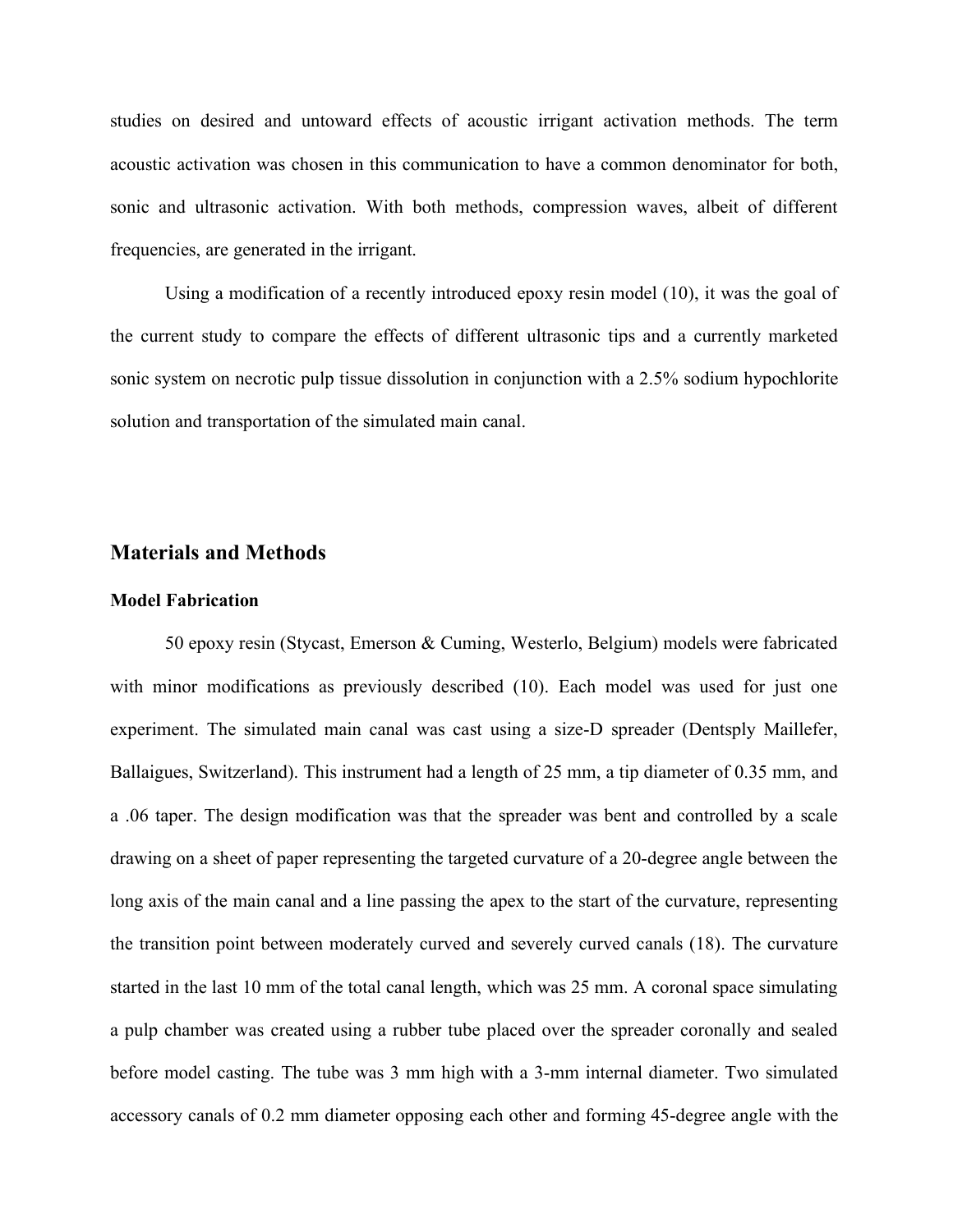studies on desired and untoward effects of acoustic irrigant activation methods. The term acoustic activation was chosen in this communication to have a common denominator for both, sonic and ultrasonic activation. With both methods, compression waves, albeit of different frequencies, are generated in the irrigant.

Using a modification of a recently introduced epoxy resin model (10), it was the goal of the current study to compare the effects of different ultrasonic tips and a currently marketed sonic system on necrotic pulp tissue dissolution in conjunction with a 2.5% sodium hypochlorite solution and transportation of the simulated main canal.

## Materials and Methods

### Model Fabrication

50 epoxy resin (Stycast, Emerson & Cuming, Westerlo, Belgium) models were fabricated with minor modifications as previously described (10). Each model was used for just one experiment. The simulated main canal was cast using a size-D spreader (Dentsply Maillefer, Ballaigues, Switzerland). This instrument had a length of 25 mm, a tip diameter of 0.35 mm, and a .06 taper. The design modification was that the spreader was bent and controlled by a scale drawing on a sheet of paper representing the targeted curvature of a 20-degree angle between the long axis of the main canal and a line passing the apex to the start of the curvature, representing the transition point between moderately curved and severely curved canals (18). The curvature started in the last 10 mm of the total canal length, which was 25 mm. A coronal space simulating a pulp chamber was created using a rubber tube placed over the spreader coronally and sealed before model casting. The tube was 3 mm high with a 3-mm internal diameter. Two simulated accessory canals of 0.2 mm diameter opposing each other and forming 45-degree angle with the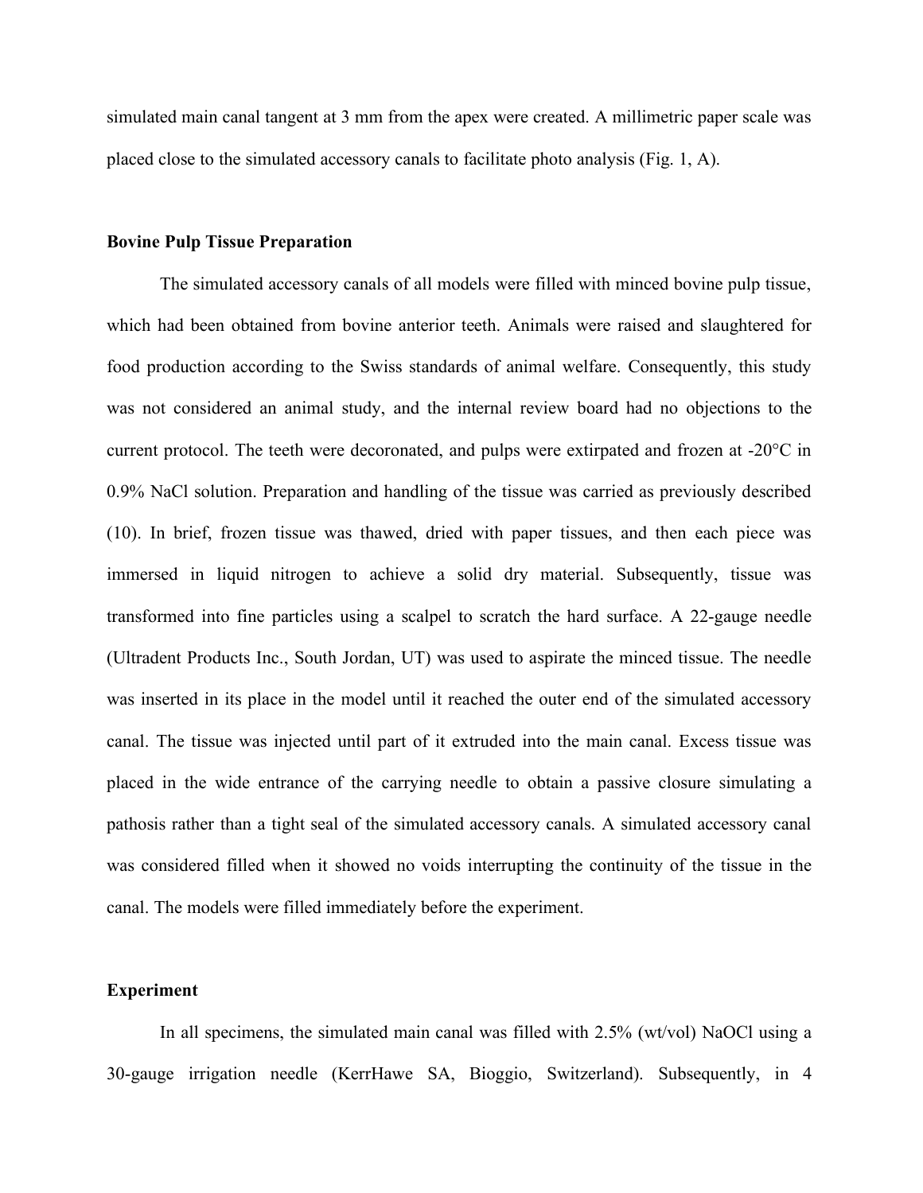simulated main canal tangent at 3 mm from the apex were created. A millimetric paper scale was placed close to the simulated accessory canals to facilitate photo analysis (Fig. 1, A).

**Bovine Pulp Tissue Preparation**

The simulated accessory canals of all models were filled with minced bovine pulp tissue, which had been obtained from bovine anterior teeth. Animals were raised and slaughtered for food production according to the Swiss standards of animal welfare. Consequently, this study was not considered an animal study, and the internal review board had no objections to the current protocol. The teeth were decoronated, and pulps were extirpated and frozen at -20°C in 0.9% NaCl solution. Preparation and handling of the tissue was carried as previously described (10). In brief, frozen tissue was thawed, dried with paper tissues, and then each piece was immersed in liquid nitrogen to achieve a solid dry material. Subsequently, tissue was transformed into fine particles using a scalpel to scratch the hard surface. A 22-gauge needle (Ultradent Products Inc., South Jordan, UT) was used to aspirate the minced tissue. The needle was inserted in its place in the model until it reached the outer end of the simulated accessory canal. The tissue was injected until part of it extruded into the main canal. Excess tissue was placed in the wide entrance of the carrying needle to obtain a passive closure simulating a pathosis rather than a tight seal of the simulated accessory canals. A simulated accessory canal was considered filled when it showed no voids interrupting the continuity of the tissue in the canal. The models were filled immediately before the experiment.

**Experiment**

In all specimens, the simulated main canal was filled with 2.5% (wt/vol) NaOCl using a 30-gauge irrigation needle (KerrHawe SA, Bioggio, Switzerland). Subsequently, in 4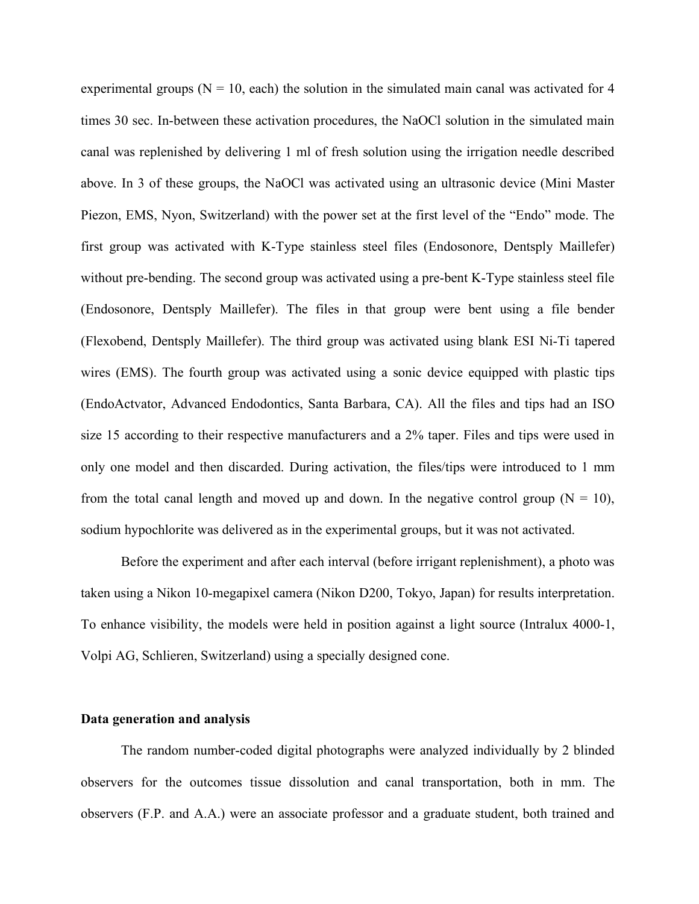experimental groups (N = 10, each) the solution in the simulated main canal was activated for 4 times 30 sec. In-between these activation procedures, the NaOCl solution in the simulated main canal was replenished by delivering 1 ml of fresh solution using the irrigation needle described above. In 3 of these groups, the NaOCl was activated using an ultrasonic device (Mini Master Piezon, EMS, Nyon, Switzerland) with the power set at the first level of the "Endo" mode. The first group was activated with K-Type stainless steel files (Endosonore, Dentsply Maillefer) without pre-bending. The second group was activated using a pre-bent K-Type stainless steel file (Endosonore, Dentsply Maillefer). The files in that group were bent using a file bender (Flexobend, Dentsply Maillefer). The third group was activated using blank ESI Ni-Ti tapered wires (EMS). The fourth group was activated using a sonic device equipped with plastic tips (EndoActvator, Advanced Endodontics, Santa Barbara, CA). All the files and tips had an ISO size 15 according to their respective manufacturers and a 2% taper. Files and tips were used in only one model and then discarded. During activation, the files/tips were introduced to 1 mm from the total canal length and moved up and down. In the negative control group (N = 10), sodium hypochlorite was delivered as in the experimental groups, but it was not activated.

Before the experiment and after each interval (before irrigant replenishment), a photo was taken using a Nikon 10-megapixel camera (Nikon D200, Tokyo, Japan) for results interpretation. To enhance visibility, the models were held in position against a light source (Intralux 4000-1, Volpi AG, Schlieren, Switzerland) using a specially designed cone.

## Data generation and analysis

The random number-coded digital photographs were analyzed individually by 2 blinded observers for the outcomes tissue dissolution and canal transportation, both in mm. The observers (F.P. and A.A.) were an associate professor and a graduate student, both trained and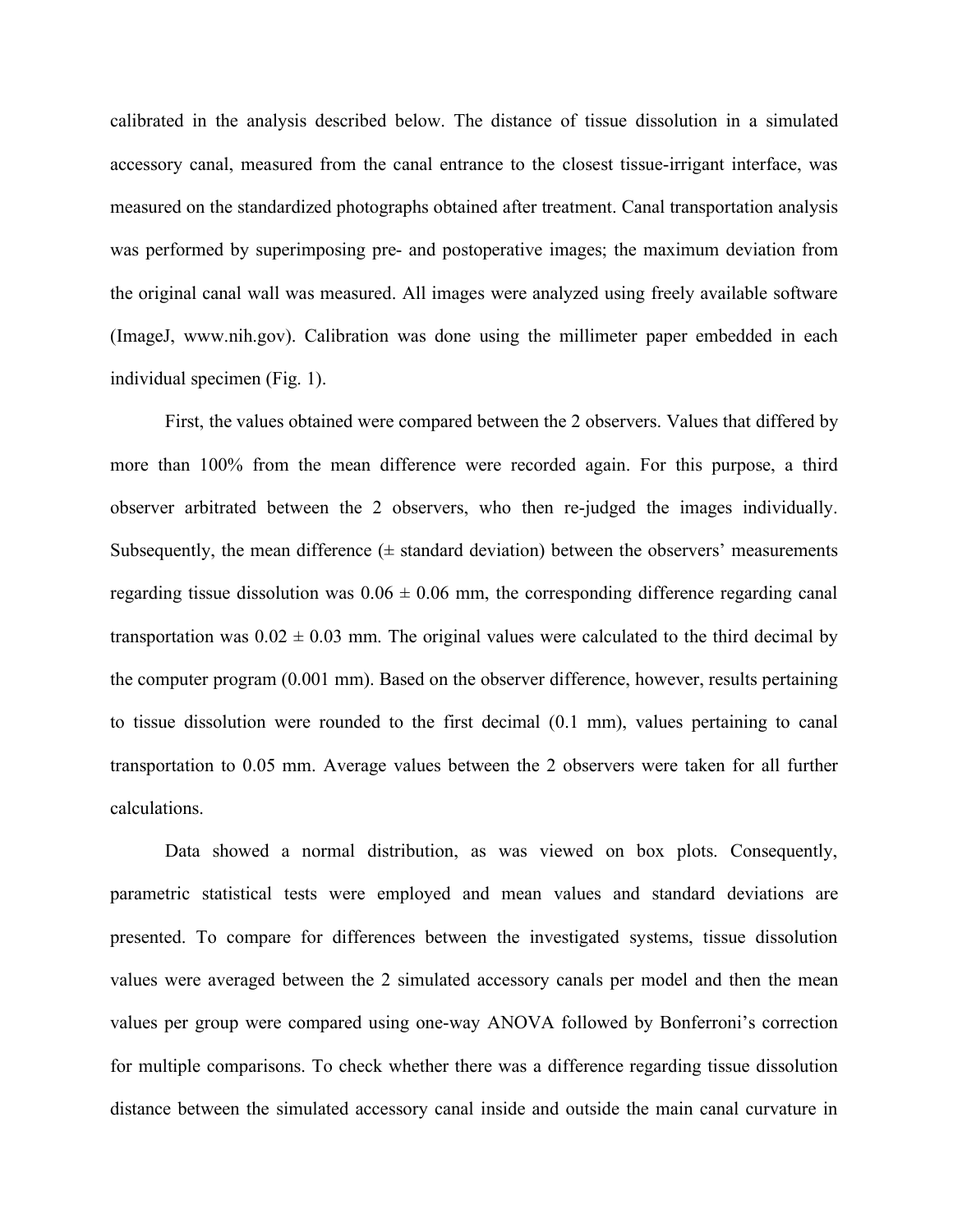calibrated in the analysis described below. The distance of tissue dissolution in a simulated accessory canal, measured from the canal entrance to the closest tissue-irrigant interface, was measured on the standardized photographs obtained after treatment. Canal transportation analysis was performed by superimposing pre- and postoperative images; the maximum deviation from the original canal wall was measured. All images were analyzed using freely available software (ImageJ, www.nih.gov). Calibration was done using the millimeter paper embedded in each individual specimen (Fig. 1).

First, the values obtained were compared between the 2 observers. Values that differed by more than 100% from the mean difference were recorded again. For this purpose, a third observer arbitrated between the 2 observers, who then re-judged the images individually. Subsequently, the mean difference (± standard deviation) between the observers' measurements regarding tissue dissolution was 0.06 ± 0.06 mm, the corresponding difference regarding canal transportation was 0.02 ± 0.03 mm. The original values were calculated to the third decimal by the computer program (0.001 mm). Based on the observer difference, however, results pertaining to tissue dissolution were rounded to the first decimal (0.1 mm), values pertaining to canal transportation to 0.05 mm. Average values between the 2 observers were taken for all further calculations.

Data showed a normal distribution, as was viewed on box plots. Consequently, parametric statistical tests were employed and mean values and standard deviations are presented. To compare for differences between the investigated systems, tissue dissolution values were averaged between the 2 simulated accessory canals per model and then the mean values per group were compared using one-way ANOVA followed by Bonferroni's correction for multiple comparisons. To check whether there was a difference regarding tissue dissolution distance between the simulated accessory canal inside and outside the main canal curvature in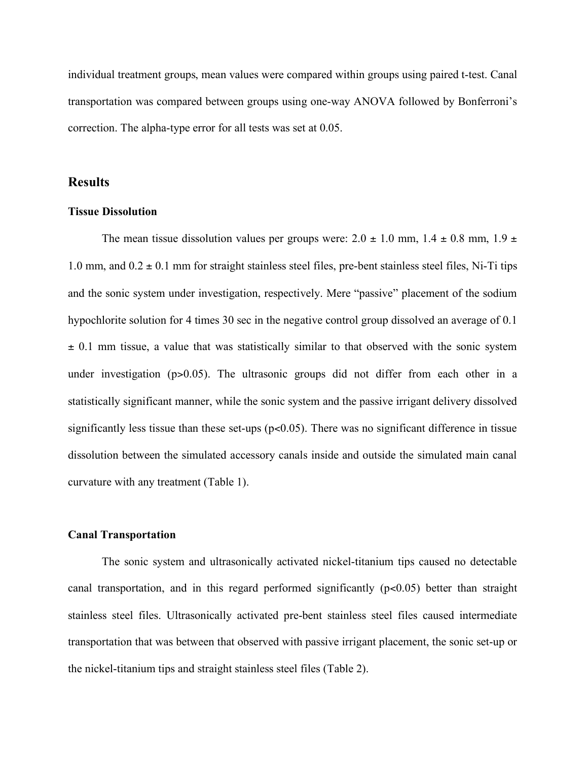individual treatment groups, mean values were compared within groups using paired t-test. Canal transportation was compared between groups using one-way ANOVA followed by Bonferroni's correction. The alpha-type error for all tests was set at 0.05.

## Results

### Tissue Dissolution

The mean tissue dissolution values per groups were: 2.0 ± 1.0 mm, 1.4 ± 0.8 mm, 1.9 ± 1.0 mm, and 0.2 ± 0.1 mm for straight stainless steel files, pre-bent stainless steel files, Ni-Ti tips and the sonic system under investigation, respectively. Mere "passive" placement of the sodium hypochlorite solution for 4 times 30 sec in the negative control group dissolved an average of 0.1 ± 0.1 mm tissue, a value that was statistically similar to that observed with the sonic system under investigation ($p>0.05$). The ultrasonic groups did not differ from each other in a statistically significant manner, while the sonic system and the passive irrigant delivery dissolved significantly less tissue than these set-ups ($p<0.05$). There was no significant difference in tissue dissolution between the simulated accessory canals inside and outside the simulated main canal curvature with any treatment (Table 1).

### Canal Transportation

The sonic system and ultrasonically activated nickel-titanium tips caused no detectable canal transportation, and in this regard performed significantly ($p<0.05$) better than straight stainless steel files. Ultrasonically activated pre-bent stainless steel files caused intermediate transportation that was between that observed with passive irrigant placement, the sonic set-up or the nickel-titanium tips and straight stainless steel files (Table 2).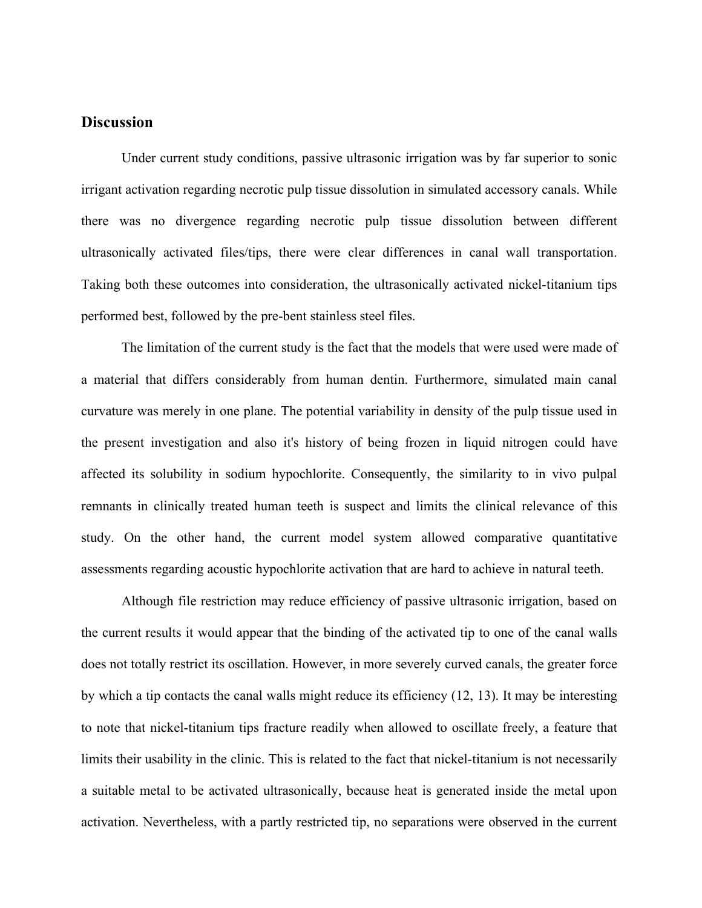## Discussion

Under current study conditions, passive ultrasonic irrigation was by far superior to sonic irrigant activation regarding necrotic pulp tissue dissolution in simulated accessory canals. While there was no divergence regarding necrotic pulp tissue dissolution between different ultrasonically activated files/tips, there were clear differences in canal wall transportation. Taking both these outcomes into consideration, the ultrasonically activated nickel-titanium tips performed best, followed by the pre-bent stainless steel files.

The limitation of the current study is the fact that the models that were used were made of a material that differs considerably from human dentin. Furthermore, simulated main canal curvature was merely in one plane. The potential variability in density of the pulp tissue used in the present investigation and also it's history of being frozen in liquid nitrogen could have affected its solubility in sodium hypochlorite. Consequently, the similarity to in vivo pulpal remnants in clinically treated human teeth is suspect and limits the clinical relevance of this study. On the other hand, the current model system allowed comparative quantitative assessments regarding acoustic hypochlorite activation that are hard to achieve in natural teeth.

Although file restriction may reduce efficiency of passive ultrasonic irrigation, based on the current results it would appear that the binding of the activated tip to one of the canal walls does not totally restrict its oscillation. However, in more severely curved canals, the greater force by which a tip contacts the canal walls might reduce its efficiency (12, 13). It may be interesting to note that nickel-titanium tips fracture readily when allowed to oscillate freely, a feature that limits their usability in the clinic. This is related to the fact that nickel-titanium is not necessarily a suitable metal to be activated ultrasonically, because heat is generated inside the metal upon activation. Nevertheless, with a partly restricted tip, no separations were observed in the current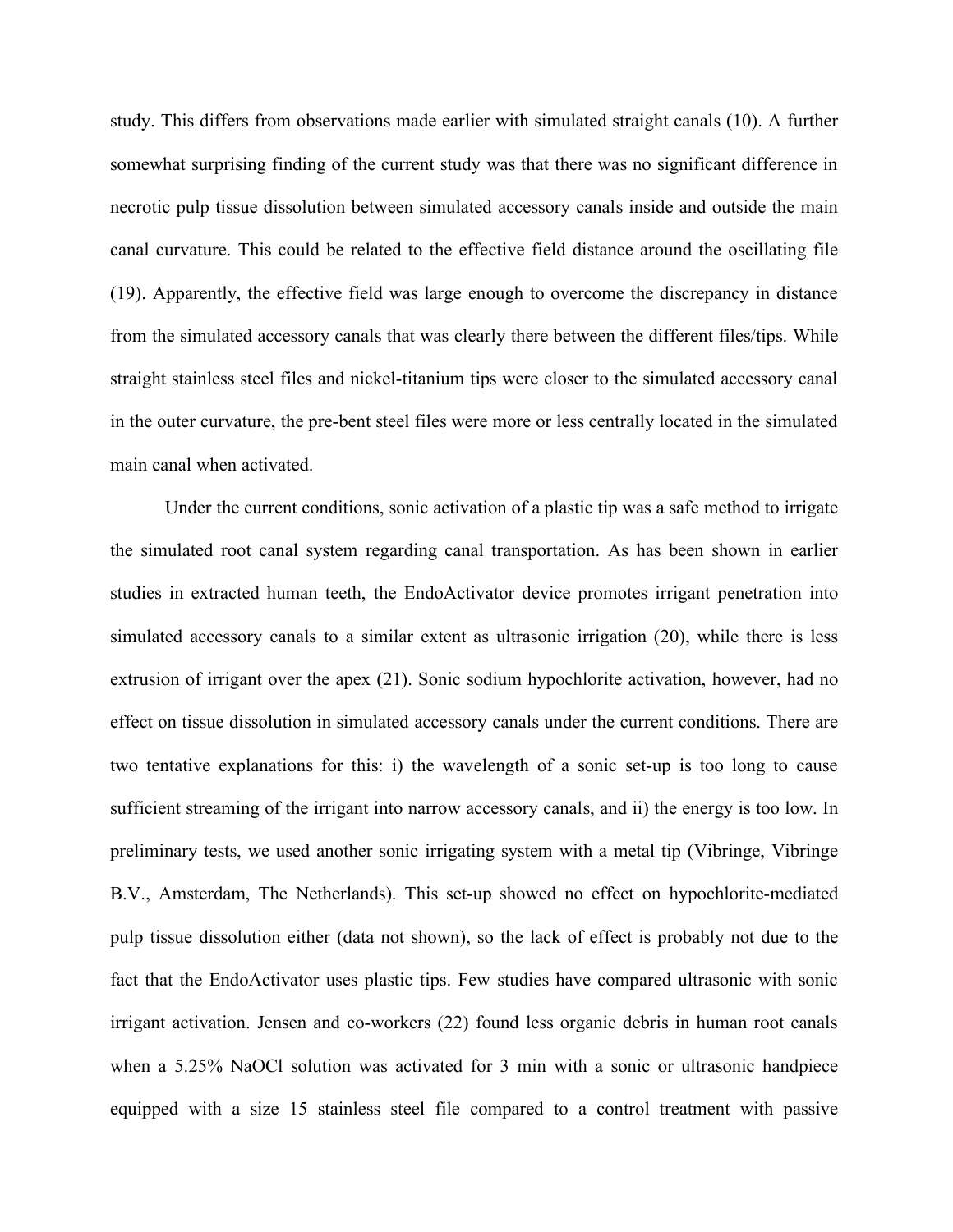study. This differs from observations made earlier with simulated straight canals (10). A further somewhat surprising finding of the current study was that there was no significant difference in necrotic pulp tissue dissolution between simulated accessory canals inside and outside the main canal curvature. This could be related to the effective field distance around the oscillating file (19). Apparently, the effective field was large enough to overcome the discrepancy in distance from the simulated accessory canals that was clearly there between the different files/tips. While straight stainless steel files and nickel-titanium tips were closer to the simulated accessory canal in the outer curvature, the pre-bent steel files were more or less centrally located in the simulated main canal when activated.

Under the current conditions, sonic activation of a plastic tip was a safe method to irrigate the simulated root canal system regarding canal transportation. As has been shown in earlier studies in extracted human teeth, the EndoActivator device promotes irrigant penetration into simulated accessory canals to a similar extent as ultrasonic irrigation (20), while there is less extrusion of irrigant over the apex (21). Sonic sodium hypochlorite activation, however, had no effect on tissue dissolution in simulated accessory canals under the current conditions. There are two tentative explanations for this: i) the wavelength of a sonic set-up is too long to cause sufficient streaming of the irrigant into narrow accessory canals, and ii) the energy is too low. In preliminary tests, we used another sonic irrigating system with a metal tip (Vibringe, Vibringe B.V., Amsterdam, The Netherlands). This set-up showed no effect on hypochlorite-mediated pulp tissue dissolution either (data not shown), so the lack of effect is probably not due to the fact that the EndoActivator uses plastic tips. Few studies have compared ultrasonic with sonic irrigant activation. Jensen and co-workers (22) found less organic debris in human root canals when a 5.25% NaOCl solution was activated for 3 min with a sonic or ultrasonic handpiece equipped with a size 15 stainless steel file compared to a control treatment with passive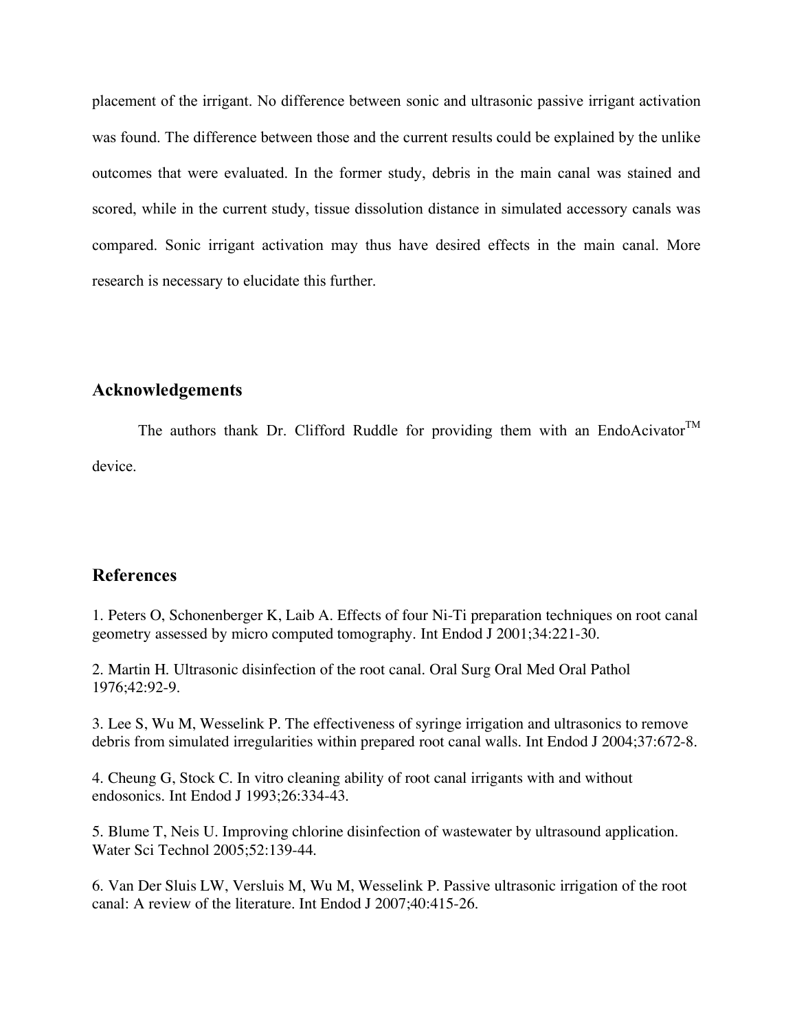placement of the irrigant. No difference between sonic and ultrasonic passive irrigant activation was found. The difference between those and the current results could be explained by the unlike outcomes that were evaluated. In the former study, debris in the main canal was stained and scored, while in the current study, tissue dissolution distance in simulated accessory canals was compared. Sonic irrigant activation may thus have desired effects in the main canal. More research is necessary to elucidate this further.

## Acknowledgements

The authors thank Dr. Clifford Ruddle for providing them with an EndoAcivator™ device.

## References

1. Peters O, Schonenberger K, Laib A. Effects of four Ni-Ti preparation techniques on root canal geometry assessed by micro computed tomography. Int Endod J 2001;34:221-30.

2. Martin H. Ultrasonic disinfection of the root canal. Oral Surg Oral Med Oral Pathol 1976;42:92-9.

3. Lee S, Wu M, Wesselink P. The effectiveness of syringe irrigation and ultrasonics to remove debris from simulated irregularities within prepared root canal walls. Int Endod J 2004;37:672-8.

4. Cheung G, Stock C. In vitro cleaning ability of root canal irrigants with and without endosonics. Int Endod J 1993;26:334-43.

5. Blume T, Neis U. Improving chlorine disinfection of wastewater by ultrasound application. Water Sci Technol 2005;52:139-44.

6. Van Der Sluis LW, Versluis M, Wu M, Wesselink P. Passive ultrasonic irrigation of the root canal: A review of the literature. Int Endod J 2007;40:415-26.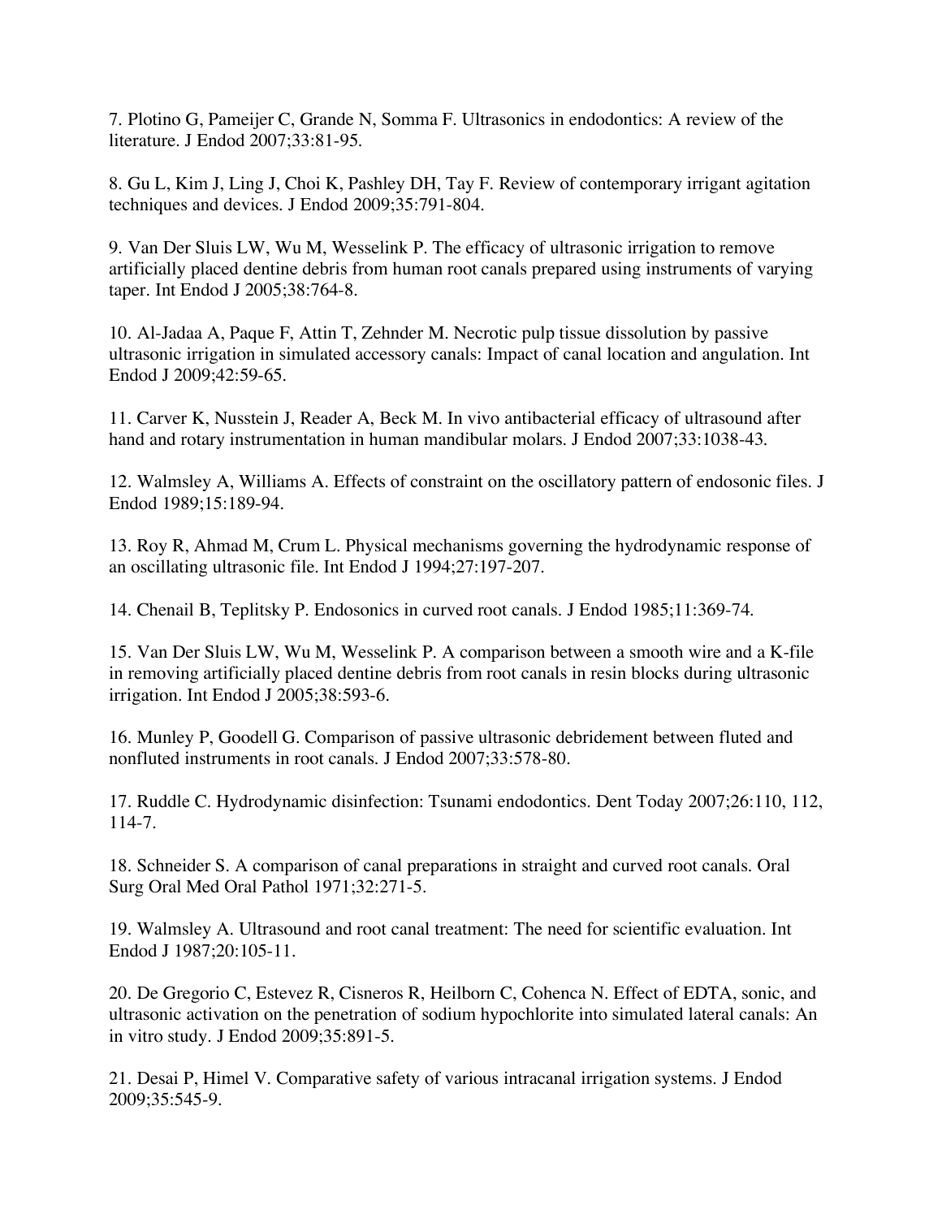7. Plotino G, Pameijer C, Grande N, Somma F. Ultrasonics in endodontics: A review of the literature. J Endod 2007;33:81-95.

8. Gu L, Kim J, Ling J, Choi K, Pashley DH, Tay F. Review of contemporary irrigant agitation techniques and devices. J Endod 2009;35:791-804.

9. Van Der Sluis LW, Wu M, Wesselink P. The efficacy of ultrasonic irrigation to remove artificially placed dentine debris from human root canals prepared using instruments of varying taper. Int Endod J 2005;38:764-8.

10. Al-Jadaa A, Paque F, Attin T, Zehnder M. Necrotic pulp tissue dissolution by passive ultrasonic irrigation in simulated accessory canals: Impact of canal location and angulation. Int Endod J 2009;42:59-65.

11. Carver K, Nusstein J, Reader A, Beck M. In vivo antibacterial efficacy of ultrasound after hand and rotary instrumentation in human mandibular molars. J Endod 2007;33:1038-43.

12. Walmsley A, Williams A. Effects of constraint on the oscillatory pattern of endosonic files. J Endod 1989;15:189-94.

13. Roy R, Ahmad M, Crum L. Physical mechanisms governing the hydrodynamic response of an oscillating ultrasonic file. Int Endod J 1994;27:197-207.

14. Chenail B, Teplitsky P. Endosonics in curved root canals. J Endod 1985;11:369-74.

15. Van Der Sluis LW, Wu M, Wesselink P. A comparison between a smooth wire and a K-file in removing artificially placed dentine debris from root canals in resin blocks during ultrasonic irrigation. Int Endod J 2005;38:593-6.

16. Munley P, Goodell G. Comparison of passive ultrasonic debridement between fluted and nonfluted instruments in root canals. J Endod 2007;33:578-80.

17. Ruddle C. Hydrodynamic disinfection: Tsunami endodontics. Dent Today 2007;26:110, 112, 114-7.

18. Schneider S. A comparison of canal preparations in straight and curved root canals. Oral Surg Oral Med Oral Pathol 1971;32:271-5.

19. Walmsley A. Ultrasound and root canal treatment: The need for scientific evaluation. Int Endod J 1987;20:105-11.

20. De Gregorio C, Estevez R, Cisneros R, Heilborn C, Cohenca N. Effect of EDTA, sonic, and ultrasonic activation on the penetration of sodium hypochlorite into simulated lateral canals: An in vitro study. J Endod 2009;35:891-5.

21. Desai P, Himel V. Comparative safety of various intracanal irrigation systems. J Endod 2009;35:545-9.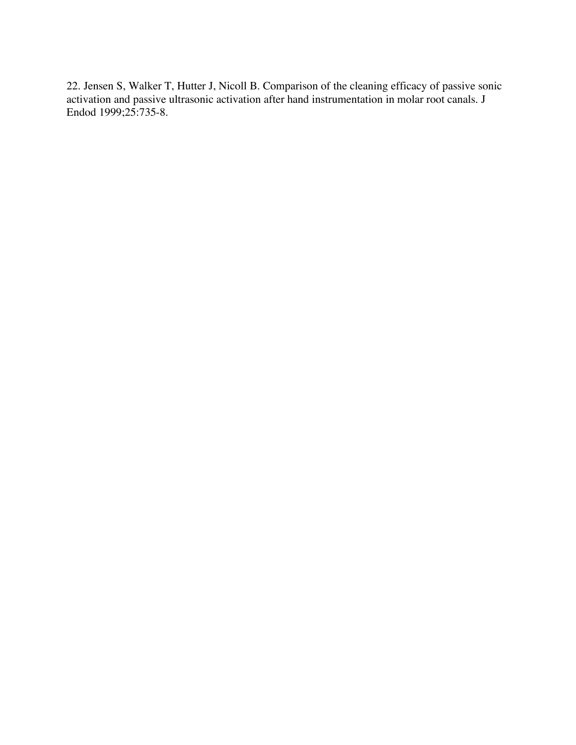22. Jensen S, Walker T, Hutter J, Nicoll B. Comparison of the cleaning efficacy of passive sonic activation and passive ultrasonic activation after hand instrumentation in molar root canals. J Endod 1999;25:735-8.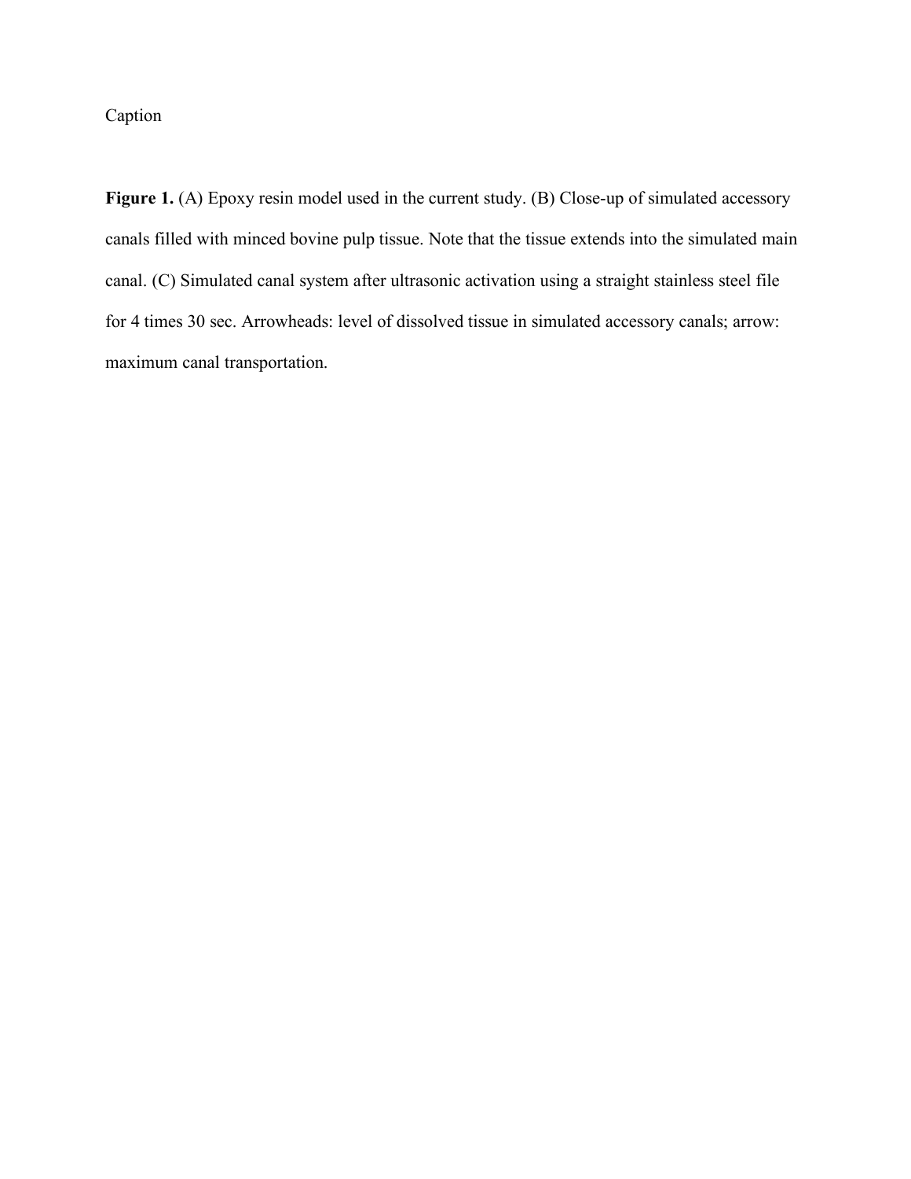Caption

**Figure 1.** (A) Epoxy resin model used in the current study. (B) Close-up of simulated accessory canals filled with minced bovine pulp tissue. Note that the tissue extends into the simulated main canal. (C) Simulated canal system after ultrasonic activation using a straight stainless steel file for 4 times 30 sec. Arrowheads: level of dissolved tissue in simulated accessory canals; arrow: maximum canal transportation.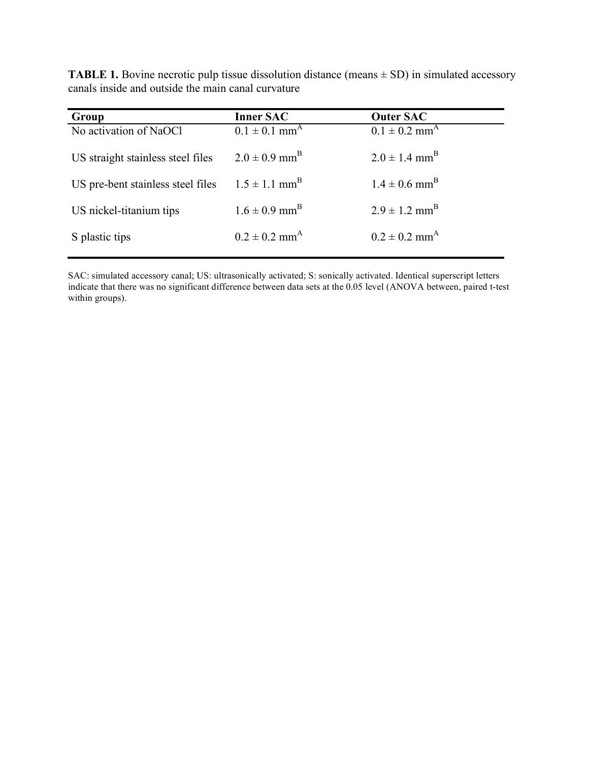**TABLE 1.** Bovine necrotic pulp tissue dissolution distance (means ± SD) in simulated accessory canals inside and outside the main canal curvature

| Group | Inner SAC | Outer SAC |
|---|---|---|
| No activation of NaOCl | $0.1 \pm 0.1$ mm$^{A}$ | $0.1 \pm 0.2$ mm$^{A}$ |
| US straight stainless steel files | $2.0 \pm 0.9$ mm$^{B}$ | $2.0 \pm 1.4$ mm$^{B}$ |
| US pre-bent stainless steel files | $1.5 \pm 1.1$ mm$^{B}$ | $1.4 \pm 0.6$ mm$^{B}$ |
| US nickel-titanium tips | $1.6 \pm 0.9$ mm$^{B}$ | $2.9 \pm 1.2$ mm$^{B}$ |
| S plastic tips | $0.2 \pm 0.2$ mm$^{A}$ | $0.2 \pm 0.2$ mm$^{A}$ |

SAC: simulated accessory canal; US: ultrasonically activated; S: sonically activated. Identical superscript letters indicate that there was no significant difference between data sets at the 0.05 level (ANOVA between, paired t-test within groups).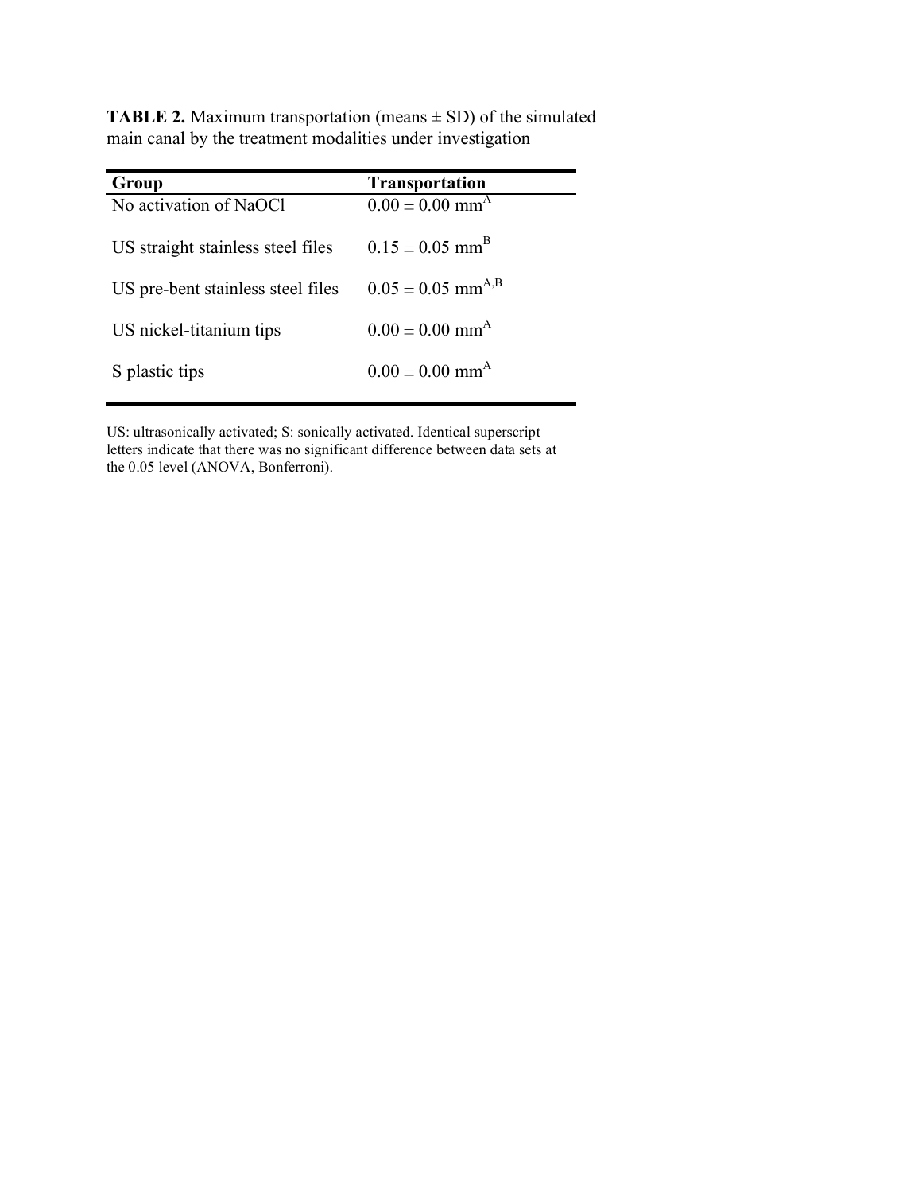**TABLE 2.** Maximum transportation (means ± SD) of the simulated main canal by the treatment modalities under investigation

| Group | Transportation |
|---|---|
| No activation of NaOCl | $0.00 \pm 0.00$ mm$^{A}$ |
| US straight stainless steel files | $0.15 \pm 0.05$ mm$^{B}$ |
| US pre-bent stainless steel files | $0.05 \pm 0.05$ mm$^{A,B}$ |
| US nickel-titanium tips | $0.00 \pm 0.00$ mm$^{A}$ |
| S plastic tips | $0.00 \pm 0.00$ mm$^{A}$ |

US: ultrasonically activated; S: sonically activated. Identical superscript letters indicate that there was no significant difference between data sets at the 0.05 level (ANOVA, Bonferroni).